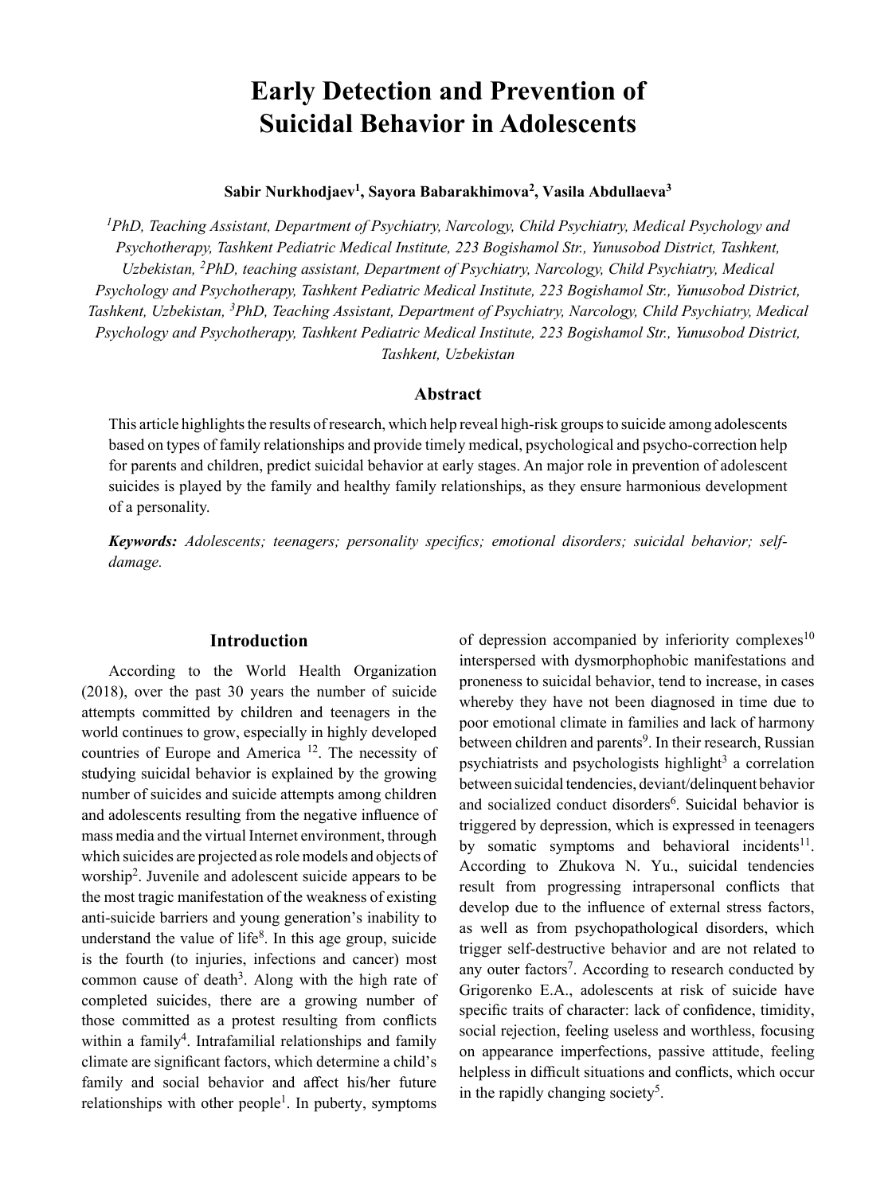# Early Detection and Prevention of Suicidal Behavior in Adolescents

**Sabir Nurkhodjaev[1], Sayora Babarakhimova[2], Vasila Abdullaeva[3]**

*[1]PhD, Teaching Assistant, Department of Psychiatry, Narcology, Child Psychiatry, Medical Psychology and Psychotherapy, Tashkent Pediatric Medical Institute, 223 Bogishamol Str., Yunusobod District, Tashkent, Uzbekistan, [2]PhD, teaching assistant, Department of Psychiatry, Narcology, Child Psychiatry, Medical Psychology and Psychotherapy, Tashkent Pediatric Medical Institute, 223 Bogishamol Str., Yunusobod District, Tashkent, Uzbekistan, [3]PhD, Teaching Assistant, Department of Psychiatry, Narcology, Child Psychiatry, Medical Psychology and Psychotherapy, Tashkent Pediatric Medical Institute, 223 Bogishamol Str., Yunusobod District, Tashkent, Uzbekistan*

## Abstract

This article highlights the results of research, which help reveal high-risk groups to suicide among adolescents based on types of family relationships and provide timely medical, psychological and psycho-correction help for parents and children, predict suicidal behavior at early stages. An major role in prevention of adolescent suicides is played by the family and healthy family relationships, as they ensure harmonious development of a personality.

***Keywords:*** *Adolescents; teenagers; personality specifics; emotional disorders; suicidal behavior; self-damage.*

## Introduction

According to the World Health Organization (2018), over the past 30 years the number of suicide attempts committed by children and teenagers in the world continues to grow, especially in highly developed countries of Europe and America [12]. The necessity of studying suicidal behavior is explained by the growing number of suicides and suicide attempts among children and adolescents resulting from the negative influence of mass media and the virtual Internet environment, through which suicides are projected as role models and objects of worship[2]. Juvenile and adolescent suicide appears to be the most tragic manifestation of the weakness of existing anti-suicide barriers and young generation's inability to understand the value of life[8]. In this age group, suicide is the fourth (to injuries, infections and cancer) most common cause of death[3]. Along with the high rate of completed suicides, there are a growing number of those committed as a protest resulting from conflicts within a family[4]. Intrafamilial relationships and family climate are significant factors, which determine a child's family and social behavior and affect his/her future relationships with other people[1]. In puberty, symptoms of depression accompanied by inferiority complexes[10] interspersed with dysmorphophobic manifestations and proneness to suicidal behavior, tend to increase, in cases whereby they have not been diagnosed in time due to poor emotional climate in families and lack of harmony between children and parents[9]. In their research, Russian psychiatrists and psychologists highlight[3] a correlation between suicidal tendencies, deviant/delinquent behavior and socialized conduct disorders[6]. Suicidal behavior is triggered by depression, which is expressed in teenagers by somatic symptoms and behavioral incidents[11]. According to Zhukova N. Yu., suicidal tendencies result from progressing intrapersonal conflicts that develop due to the influence of external stress factors, as well as from psychopathological disorders, which trigger self-destructive behavior and are not related to any outer factors[7]. According to research conducted by Grigorenko E.A., adolescents at risk of suicide have specific traits of character: lack of confidence, timidity, social rejection, feeling useless and worthless, focusing on appearance imperfections, passive attitude, feeling helpless in difficult situations and conflicts, which occur in the rapidly changing society[5].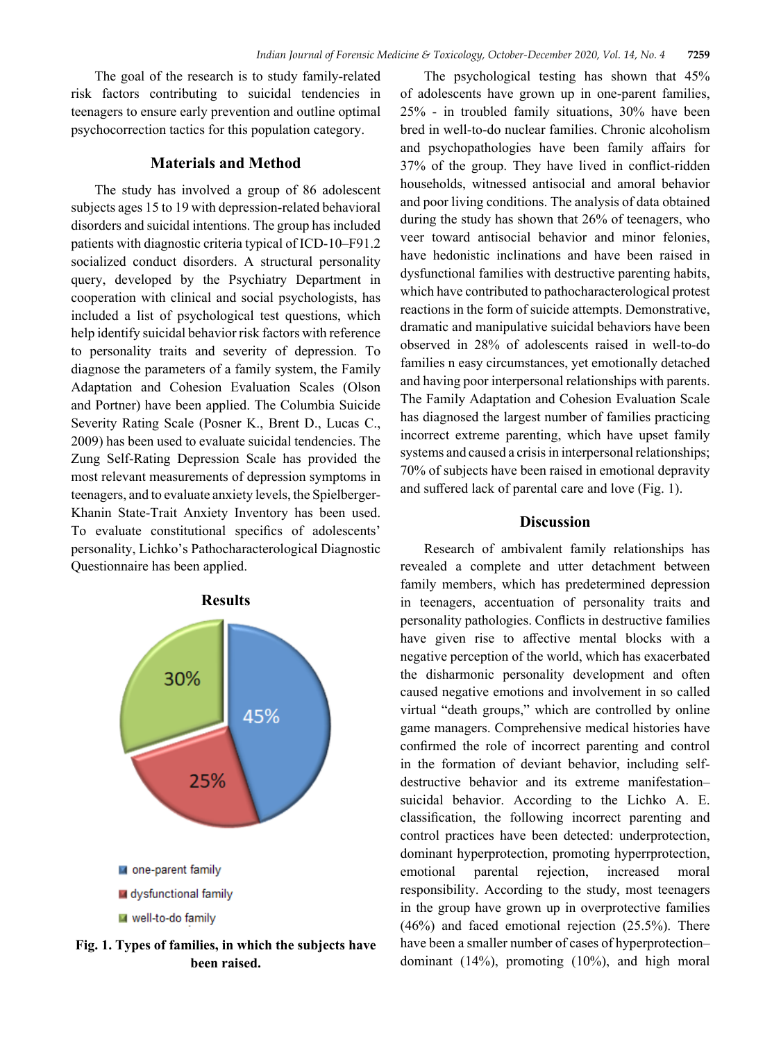The goal of the research is to study family-related risk factors contributing to suicidal tendencies in teenagers to ensure early prevention and outline optimal psychocorrection tactics for this population category.

## Materials and Method

The study has involved a group of 86 adolescent subjects ages 15 to 19 with depression-related behavioral disorders and suicidal intentions. The group has included patients with diagnostic criteria typical of ICD-10–F91.2 socialized conduct disorders. A structural personality query, developed by the Psychiatry Department in cooperation with clinical and social psychologists, has included a list of psychological test questions, which help identify suicidal behavior risk factors with reference to personality traits and severity of depression. To diagnose the parameters of a family system, the Family Adaptation and Cohesion Evaluation Scales (Olson and Portner) have been applied. The Columbia Suicide Severity Rating Scale (Posner K., Brent D., Lucas C., 2009) has been used to evaluate suicidal tendencies. The Zung Self-Rating Depression Scale has provided the most relevant measurements of depression symptoms in teenagers, and to evaluate anxiety levels, the Spielberger-Khanin State-Trait Anxiety Inventory has been used. To evaluate constitutional specifics of adolescents' personality, Lichko's Pathocharacterological Diagnostic Questionnaire has been applied.

## Results

30%

45%

25%

one-parent family

dysfunctional family

well-to-do family

**Fig. 1. Types of families, in which the subjects have been raised.**

The psychological testing has shown that 45% of adolescents have grown up in one-parent families, 25% - in troubled family situations, 30% have been bred in well-to-do nuclear families. Chronic alcoholism and psychopathologies have been family affairs for 37% of the group. They have lived in conflict-ridden households, witnessed antisocial and amoral behavior and poor living conditions. The analysis of data obtained during the study has shown that 26% of teenagers, who veer toward antisocial behavior and minor felonies, have hedonistic inclinations and have been raised in dysfunctional families with destructive parenting habits, which have contributed to pathocharacterological protest reactions in the form of suicide attempts. Demonstrative, dramatic and manipulative suicidal behaviors have been observed in 28% of adolescents raised in well-to-do families n easy circumstances, yet emotionally detached and having poor interpersonal relationships with parents. The Family Adaptation and Cohesion Evaluation Scale has diagnosed the largest number of families practicing incorrect extreme parenting, which have upset family systems and caused a crisis in interpersonal relationships; 70% of subjects have been raised in emotional depravity and suffered lack of parental care and love (Fig. 1).

## Discussion

Research of ambivalent family relationships has revealed a complete and utter detachment between family members, which has predetermined depression in teenagers, accentuation of personality traits and personality pathologies. Conflicts in destructive families have given rise to affective mental blocks with a negative perception of the world, which has exacerbated the disharmonic personality development and often caused negative emotions and involvement in so called virtual "death groups," which are controlled by online game managers. Comprehensive medical histories have confirmed the role of incorrect parenting and control in the formation of deviant behavior, including self-destructive behavior and its extreme manifestation–suicidal behavior. According to the Lichko A. E. classification, the following incorrect parenting and control practices have been detected: underprotection, dominant hyperprotection, promoting hyperrprotection, emotional parental rejection, increased moral responsibility. According to the study, most teenagers in the group have grown up in overprotective families (46%) and faced emotional rejection (25.5%). There have been a smaller number of cases of hyperprotection–dominant (14%), promoting (10%), and high moral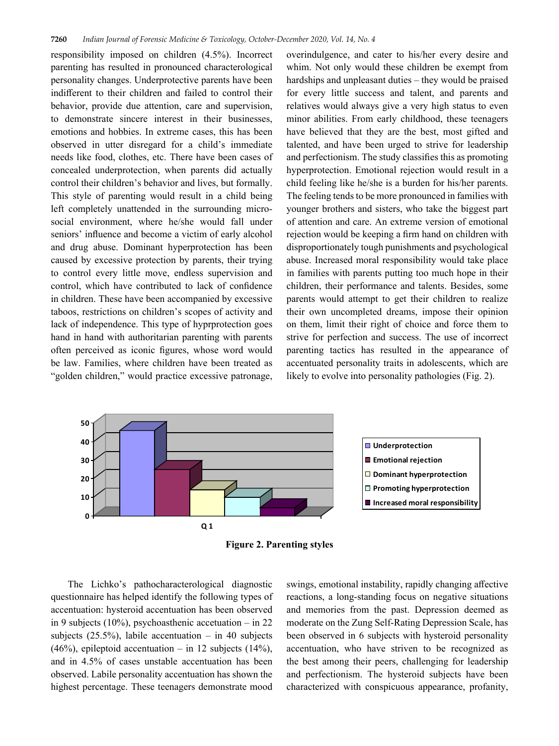responsibility imposed on children (4.5%). Incorrect parenting has resulted in pronounced characterological personality changes. Underprotective parents have been indifferent to their children and failed to control their behavior, provide due attention, care and supervision, to demonstrate sincere interest in their businesses, emotions and hobbies. In extreme cases, this has been observed in utter disregard for a child's immediate needs like food, clothes, etc. There have been cases of concealed underprotection, when parents did actually control their children's behavior and lives, but formally. This style of parenting would result in a child being left completely unattended in the surrounding micro-social environment, where he/she would fall under seniors' influence and become a victim of early alcohol and drug abuse. Dominant hyperprotection has been caused by excessive protection by parents, their trying to control every little move, endless supervision and control, which have contributed to lack of confidence in children. These have been accompanied by excessive taboos, restrictions on children's scopes of activity and lack of independence. This type of hyprprotection goes hand in hand with authoritarian parenting with parents often perceived as iconic figures, whose word would be law. Families, where children have been treated as "golden children," would practice excessive patronage, overindulgence, and cater to his/her every desire and whim. Not only would these children be exempt from hardships and unpleasant duties – they would be praised for every little success and talent, and parents and relatives would always give a very high status to even minor abilities. From early childhood, these teenagers have believed that they are the best, most gifted and talented, and have been urged to strive for leadership and perfectionism. The study classifies this as promoting hyperprotection. Emotional rejection would result in a child feeling like he/she is a burden for his/her parents. The feeling tends to be more pronounced in families with younger brothers and sisters, who take the biggest part of attention and care. An extreme version of emotional rejection would be keeping a firm hand on children with disproportionately tough punishments and psychological abuse. Increased moral responsibility would take place in families with parents putting too much hope in their children, their performance and talents. Besides, some parents would attempt to get their children to realize their own uncompleted dreams, impose their opinion on them, limit their right of choice and force them to strive for perfection and success. The use of incorrect parenting tactics has resulted in the appearance of accentuated personality traits in adolescents, which are likely to evolve into personality pathologies (Fig. 2).

**Figure 2. Parenting styles**

The Lichko's pathocharacterological diagnostic questionnaire has helped identify the following types of accentuation: hysteroid accentuation has been observed in 9 subjects (10%), psychoasthenic accetuation – in 22 subjects (25.5%), labile accentuation – in 40 subjects (46%), epileptoid accentuation – in 12 subjects (14%), and in 4.5% of cases unstable accentuation has been observed. Labile personality accentuation has shown the highest percentage. These teenagers demonstrate mood swings, emotional instability, rapidly changing affective reactions, a long-standing focus on negative situations and memories from the past. Depression deemed as moderate on the Zung Self-Rating Depression Scale, has been observed in 6 subjects with hysteroid personality accentuation, who have striven to be recognized as the best among their peers, challenging for leadership and perfectionism. The hysteroid subjects have been characterized with conspicuous appearance, profanity,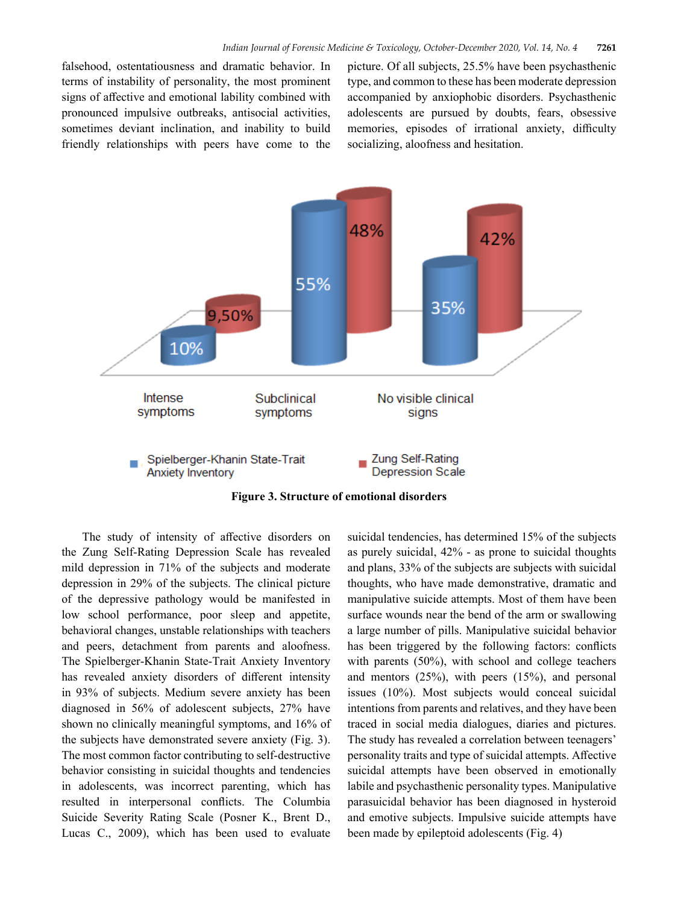falsehood, ostentatiousness and dramatic behavior. In terms of instability of personality, the most prominent signs of affective and emotional lability combined with pronounced impulsive outbreaks, antisocial activities, sometimes deviant inclination, and inability to build friendly relationships with peers have come to the picture. Of all subjects, 25.5% have been psychasthenic type, and common to these has been moderate depression accompanied by anxiophobic disorders. Psychasthenic adolescents are pursued by doubts, fears, obsessive memories, episodes of irrational anxiety, difficulty socializing, aloofness and hesitation.

**Figure 3. Structure of emotional disorders**

The study of intensity of affective disorders on the Zung Self-Rating Depression Scale has revealed mild depression in 71% of the subjects and moderate depression in 29% of the subjects. The clinical picture of the depressive pathology would be manifested in low school performance, poor sleep and appetite, behavioral changes, unstable relationships with teachers and peers, detachment from parents and aloofness. The Spielberger-Khanin State-Trait Anxiety Inventory has revealed anxiety disorders of different intensity in 93% of subjects. Medium severe anxiety has been diagnosed in 56% of adolescent subjects, 27% have shown no clinically meaningful symptoms, and 16% of the subjects have demonstrated severe anxiety (Fig. 3). The most common factor contributing to self-destructive behavior consisting in suicidal thoughts and tendencies in adolescents, was incorrect parenting, which has resulted in interpersonal conflicts. The Columbia Suicide Severity Rating Scale (Posner K., Brent D., Lucas C., 2009), which has been used to evaluate suicidal tendencies, has determined 15% of the subjects as purely suicidal, 42% - as prone to suicidal thoughts and plans, 33% of the subjects are subjects with suicidal thoughts, who have made demonstrative, dramatic and manipulative suicide attempts. Most of them have been surface wounds near the bend of the arm or swallowing a large number of pills. Manipulative suicidal behavior has been triggered by the following factors: conflicts with parents (50%), with school and college teachers and mentors (25%), with peers (15%), and personal issues (10%). Most subjects would conceal suicidal intentions from parents and relatives, and they have been traced in social media dialogues, diaries and pictures. The study has revealed a correlation between teenagers' personality traits and type of suicidal attempts. Affective suicidal attempts have been observed in emotionally labile and psychasthenic personality types. Manipulative parasuicidal behavior has been diagnosed in hysteroid and emotive subjects. Impulsive suicide attempts have been made by epileptoid adolescents (Fig. 4)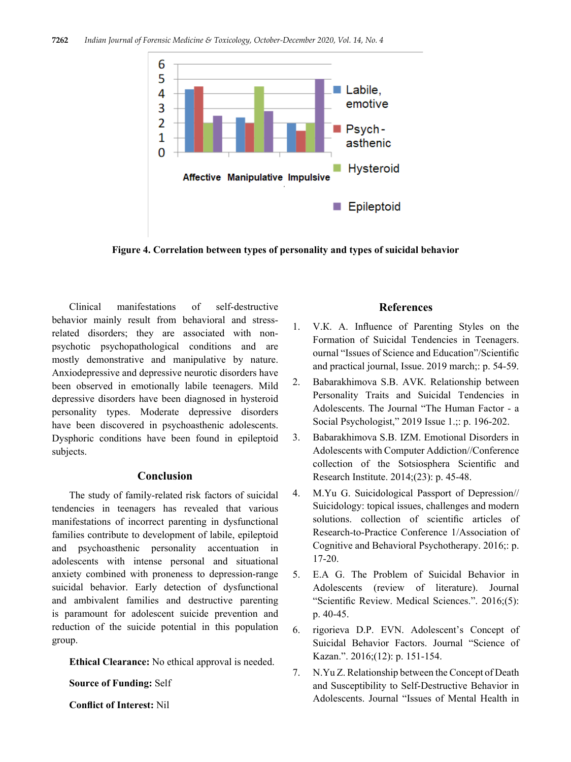Figure 4. Correlation between types of personality and types of suicidal behavior

Clinical manifestations of self-destructive behavior mainly result from behavioral and stress-related disorders; they are associated with non-psychotic psychopathological conditions and are mostly demonstrative and manipulative by nature. Anxiodepressive and depressive neurotic disorders have been observed in emotionally labile teenagers. Mild depressive disorders have been diagnosed in hysteroid personality types. Moderate depressive disorders have been discovered in psychoasthenic adolescents. Dysphoric conditions have been found in epileptoid subjects.

## Conclusion

The study of family-related risk factors of suicidal tendencies in teenagers has revealed that various manifestations of incorrect parenting in dysfunctional families contribute to development of labile, epileptoid and psychoasthenic personality accentuation in adolescents with intense personal and situational anxiety combined with proneness to depression-range suicidal behavior. Early detection of dysfunctional and ambivalent families and destructive parenting is paramount for adolescent suicide prevention and reduction of the suicide potential in this population group.

**Ethical Clearance:** No ethical approval is needed.

**Source of Funding:** Self

**Conflict of Interest:** Nil

## References

1. V.K. A. Influence of Parenting Styles on the Formation of Suicidal Tendencies in Teenagers. ournal "Issues of Science and Education"/Scientific and practical journal, Issue. 2019 march;: p. 54-59.
2. Babarakhimova S.B. AVK. Relationship between Personality Traits and Suicidal Tendencies in Adolescents. The Journal "The Human Factor - a Social Psychologist," 2019 Issue 1.;: p. 196-202.
3. Babarakhimova S.B. IZM. Emotional Disorders in Adolescents with Computer Addiction//Conference collection of the Sotsiosphera Scientific and Research Institute. 2014;(23): p. 45-48.
4. M.Yu G. Suicidological Passport of Depression// Suicidology: topical issues, challenges and modern solutions. collection of scientific articles of Research-to-Practice Conference 1/Association of Cognitive and Behavioral Psychotherapy. 2016;: p. 17-20.
5. E.A G. The Problem of Suicidal Behavior in Adolescents (review of literature). Journal "Scientific Review. Medical Sciences.". 2016;(5): p. 40-45.
6. rigorieva D.P. EVN. Adolescent's Concept of Suicidal Behavior Factors. Journal "Science of Kazan.". 2016;(12): p. 151-154.
7. N.Yu Z. Relationship between the Concept of Death and Susceptibility to Self-Destructive Behavior in Adolescents. Journal "Issues of Mental Health in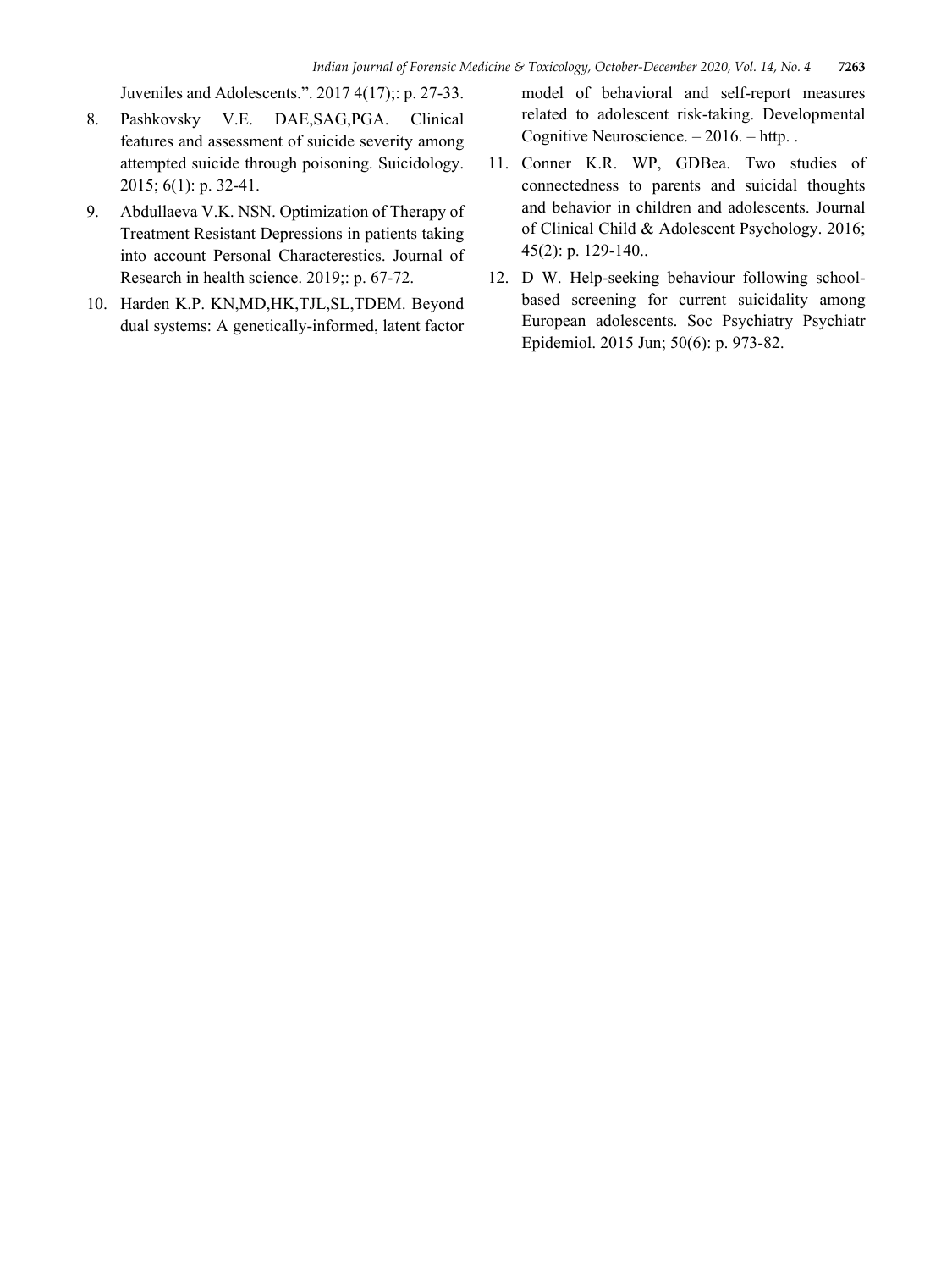Juveniles and Adolescents.”. 2017 4(17);: p. 27-33.

8. Pashkovsky V.E. DAE,SAG,PGA. Clinical features and assessment of suicide severity among attempted suicide through poisoning. Suicidology. 2015; 6(1): p. 32-41.
9. Abdullaeva V.K. NSN. Optimization of Therapy of Treatment Resistant Depressions in patients taking into account Personal Characterestics. Journal of Research in health science. 2019;: p. 67-72.
10. Harden K.P. KN,MD,HK,TJL,SL,TDEM. Beyond dual systems: A genetically-informed, latent factor model of behavioral and self-report measures related to adolescent risk-taking. Developmental Cognitive Neuroscience. – 2016. – http. .
11. Conner K.R. WP, GDBea. Two studies of connectedness to parents and suicidal thoughts and behavior in children and adolescents. Journal of Clinical Child & Adolescent Psychology. 2016; 45(2): p. 129-140..
12. D W. Help-seeking behaviour following school-based screening for current suicidality among European adolescents. Soc Psychiatry Psychiatr Epidemiol. 2015 Jun; 50(6): p. 973-82.